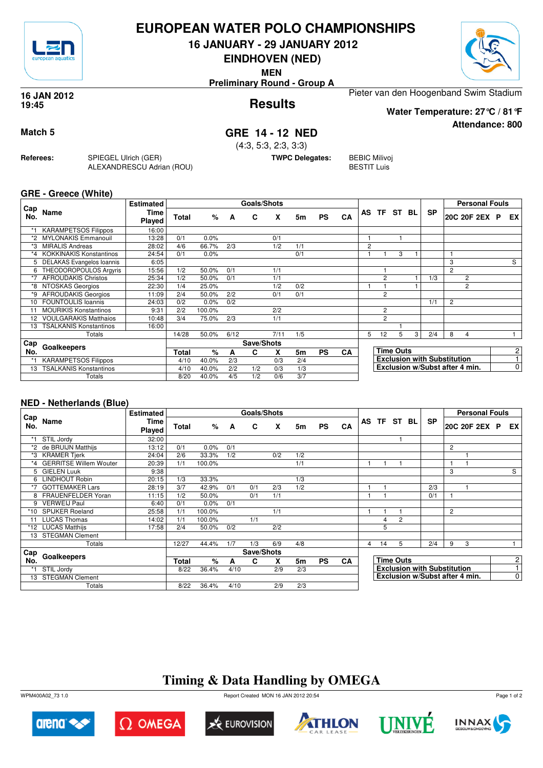# EUROPEAN WATER POLO CHAMPIONSHIPS

## 16 JANUARY - 29 JANUARY 2012

## EINDHOVEN (NED)

**MEN**

**Preliminary Round - Group A**

**16 JAN 2012**
**19:45**

## Results

Pieter van den Hoogenband Swim Stadium

**Water Temperature: 27°C / 81°F**

**Attendance: 800**

**Match 5**

## GRE 14 - 12 NED

(4:3, 5:3, 2:3, 3:3)

**Referees:** SPIEGEL Ulrich (GER), ALEXANDRESCU Adrian (ROU)

**TWPC Delegates:** BEBIC Milivoj, BESTIT Luis

### GRE - Greece (White)

| Cap No. | Name | Estimated Time Played | Total | % | A | C | X | 5m | PS | CA | AS | TF | ST | BL | SP | 20C | 20F | 2EX | P | EX |
|---|---|---|---|---|---|---|---|---|---|---|---|---|---|---|---|---|---|---|---|---|
| *1 | KARAMPETSOS Filippos | 16:00 | | | | | | | | | | | | | | | | | | |
| *2 | MYLONAKIS Emmanouil | 13:28 | 0/1 | 0.0% | | | 0/1 | | | | 1 | | 1 | | | | | | | |
| *3 | MIRALIS Andreas | 28:02 | 4/6 | 66.7% | 2/3 | | 1/2 | 1/1 | | | 2 | | | | | | | | | |
| *4 | KOKKINAKIS Konstantinos | 24:54 | 0/1 | 0.0% | | | | 0/1 | | | 1 | 1 | 3 | 1 | | 1 | | | | |
| 5 | DELAKAS Evangelos Ioannis | 6:05 | | | | | | | | | | | | | | 3 | | | | S |
| 6 | THEODOROPOULOS Argyris | 15:56 | 1/2 | 50.0% | 0/1 | | 1/1 | | | | | 1 | | | | 2 | | | | |
| *7 | AFROUDAKIS Christos | 25:34 | 1/2 | 50.0% | 0/1 | | 1/1 | | | | | 2 | | 1 | 1/3 | | 2 | | | |
| *8 | NTOSKAS Georgios | 22:30 | 1/4 | 25.0% | | | 1/2 | 0/2 | | | 1 | 1 | | 1 | | | 2 | | | |
| *9 | AFROUDAKIS Georgios | 11:09 | 2/4 | 50.0% | 2/2 | | 0/1 | 0/1 | | | | 2 | | | | | | | | |
| 10 | FOUNTOULIS Ioannis | 24:03 | 0/2 | 0.0% | 0/2 | | | | | | | | | | 1/1 | 2 | | | | |
| 11 | MOURIKIS Konstantinos | 9:31 | 2/2 | 100.0% | | | 2/2 | | | | | 2 | | | | | | | | |
| 12 | VOULGARAKIS Matthaios | 10:48 | 3/4 | 75.0% | 2/3 | | 1/1 | | | | | 2 | | | | | | | | |
| 13 | TSALKANIS Konstantinos | 16:00 | | | | | | | | | | | 1 | | | | | | | |
| | Totals | | 14/28 | 50.0% | 6/12 | | 7/11 | 1/5 | | | 5 | 12 | 5 | 3 | 2/4 | 8 | 4 | | | 1 |

| Cap No. | Goalkeepers | Total | % | A | C | X | 5m | PS | CA |
|---|---|---|---|---|---|---|---|---|---|
| *1 | KARAMPETSOS Filippos | 4/10 | 40.0% | 2/3 | | 0/3 | 2/4 | | |
| 13 | TSALKANIS Konstantinos | 4/10 | 40.0% | 2/2 | 1/2 | 0/3 | 1/3 | | |
| | Totals | 8/20 | 40.0% | 4/5 | 1/2 | 0/6 | 3/7 | | |

| | |
|---|---|
| Time Outs | 2 |
| Exclusion with Substitution | 1 |
| Exclusion w/Subst after 4 min. | 0 |

### NED - Netherlands (Blue)

| Cap No. | Name | Estimated Time Played | Total | % | A | C | X | 5m | PS | CA | AS | TF | ST | BL | SP | 20C | 20F | 2EX | P | EX |
|---|---|---|---|---|---|---|---|---|---|---|---|---|---|---|---|---|---|---|---|---|
| *1 | STIL Jordy | 32:00 | | | | | | | | | | | 1 | | | | | | | |
| *2 | de BRUIJN Matthijs | 13:12 | 0/1 | 0.0% | 0/1 | | | | | | | | | | | 2 | | | | |
| *3 | KRAMER Tjerk | 24:04 | 2/6 | 33.3% | 1/2 | | 0/2 | 1/2 | | | | | | | | | 1 | | | |
| *4 | GERRITSE Willem Wouter | 20:39 | 1/1 | 100.0% | | | | 1/1 | | | 1 | 1 | 1 | | | 1 | 1 | | | |
| 5 | GIELEN Luuk | 9:38 | | | | | | | | | | | | | | 3 | | | | S |
| 6 | LINDHOUT Robin | 20:15 | 1/3 | 33.3% | | | | 1/3 | | | | | | | | | | | | |
| *7 | GOTTEMAKER Lars | 28:19 | 3/7 | 42.9% | 0/1 | 0/1 | 2/3 | 1/2 | | | 1 | 1 | | | 2/3 | | 1 | | | |
| 8 | FRAUENFELDER Yoran | 11:15 | 1/2 | 50.0% | | 0/1 | 1/1 | | | | 1 | 1 | | | 0/1 | 1 | | | | |
| 9 | VERWEIJ Paul | 6:40 | 0/1 | 0.0% | 0/1 | | | | | | | | | | | | | | | |
| *10 | SPIJKER Roeland | 25:58 | 1/1 | 100.0% | | | 1/1 | | | | 1 | 1 | 1 | | | 2 | | | | |
| 11 | LUCAS Thomas | 14:02 | 1/1 | 100.0% | | 1/1 | | | | | | 4 | 2 | | | | | | | |
| *12 | LUCAS Matthijs | 17:58 | 2/4 | 50.0% | 0/2 | | 2/2 | | | | | 5 | | | | | | | | |
| 13 | STEGMAN Clement | | | | | | | | | | | | | | | | | | | |
| | Totals | | 12/27 | 44.4% | 1/7 | 1/3 | 6/9 | 4/8 | | | 4 | 14 | 5 | | 2/4 | 9 | 3 | | | 1 |

| Cap No. | Goalkeepers | Total | % | A | C | X | 5m | PS | CA |
|---|---|---|---|---|---|---|---|---|---|
| *1 | STIL Jordy | 8/22 | 36.4% | 4/10 | | 2/9 | 2/3 | | |
| 13 | STEGMAN Clement | | | | | | | | |
| | Totals | 8/22 | 36.4% | 4/10 | | 2/9 | 2/3 | | |

| | |
|---|---|
| Time Outs | 2 |
| Exclusion with Substitution | 1 |
| Exclusion w/Subst after 4 min. | 0 |

## Timing & Data Handling by OMEGA

WPM400A02_73 1.0 — Report Created MON 16 JAN 2012 20:54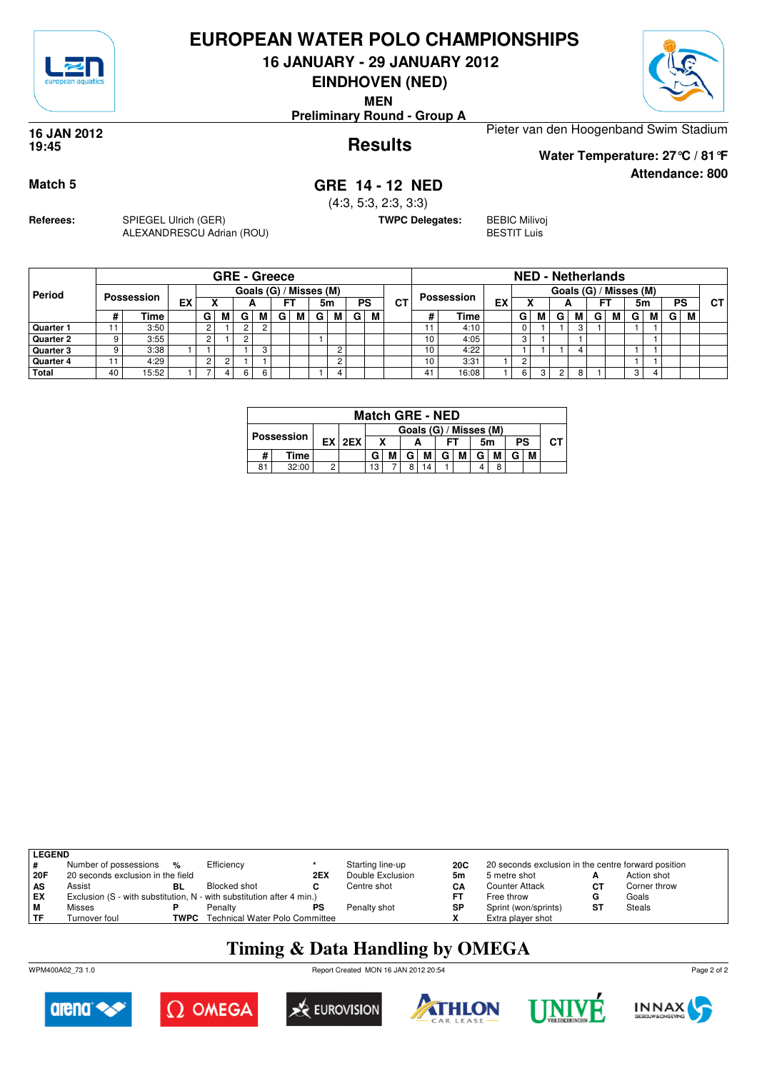# EUROPEAN WATER POLO CHAMPIONSHIPS

**16 JANUARY - 29 JANUARY 2012**

**EINDHOVEN (NED)**

**MEN**

**Preliminary Round - Group A**

**16 JAN 2012**
**19:45**

## Results

Pieter van den Hoogenband Swim Stadium

**Water Temperature: 27°C / 81°F**

**Attendance: 800**

**Match 5**

## GRE 14 - 12 NED

(4:3, 5:3, 2:3, 3:3)

**Referees:** SPIEGEL Ulrich (GER), ALEXANDRESCU Adrian (ROU)

**TWPC Delegates:** BEBIC Milivoj, BESTIT Luis

| Period | GRE - Greece | | | | | | | | | | | | | | NED - Netherlands | | | | | | | | | | | | | |
|---|---|---|---|---|---|---|---|---|---|---|---|---|---|---|---|---|---|---|---|---|---|---|---|---|---|---|---|---|
| | Possession | | EX | Goals (G) / Misses (M) | | | | | | | | | | CT | Possession | | EX | Goals (G) / Misses (M) | | | | | | | | | | CT |
| | | | | X | | A | | FT | | 5m | | PS | | | | | | X | | A | | FT | | 5m | | PS | | |
| | # | Time | | G | M | G | M | G | M | G | M | G | M | | # | Time | | G | M | G | M | G | M | G | M | G | M | |
| Quarter 1 | 11 | 3:50 | | 2 | 1 | 2 | 2 | | | | | | | | 11 | 4:10 | | 0 | 1 | 1 | 3 | 1 | | 1 | 1 | | | |
| Quarter 2 | 9 | 3:55 | | 2 | 1 | 2 | | | | 1 | | | | | 10 | 4:05 | | 3 | 1 | | 1 | | | | 1 | | | |
| Quarter 3 | 9 | 3:38 | 1 | 1 | | 1 | 3 | | | | 2 | | | | 10 | 4:22 | | 1 | 1 | 1 | 4 | | | 1 | 1 | | | |
| Quarter 4 | 11 | 4:29 | | 2 | 2 | 1 | 1 | | | | 2 | | | | 10 | 3:31 | 1 | 2 | | | | | | 1 | 1 | | | |
| Total | 40 | 15:52 | 1 | 7 | 4 | 6 | 6 | | | 1 | 4 | | | | 41 | 16:08 | 1 | 6 | 3 | 2 | 8 | 1 | | 3 | 4 | | | |

| Match GRE - NED | | | | | | | | | | | | | | |
|---|---|---|---|---|---|---|---|---|---|---|---|---|---|---|
| Possession | | EX | 2EX | Goals (G) / Misses (M) | | | | | | | | | | CT |
| | | | | X | | A | | FT | | 5m | | PS | | |
| # | Time | | | G | M | G | M | G | M | G | M | G | M | |
| 81 | 32:00 | 2 | | 13 | 7 | 8 | 14 | 1 | | 4 | 8 | | | |

**LEGEND**

| | | | | | | | | | |
|---|---|---|---|---|---|---|---|---|---|
| # | Number of possessions | % | Efficiency | * | Starting line-up | 20C | 20 seconds exclusion in the centre forward position | | |
| 20F | 20 seconds exclusion in the field | | | 2EX | Double Exclusion | 5m | 5 metre shot | A | Action shot |
| AS | Assist | BL | Blocked shot | C | Centre shot | CA | Counter Attack | CT | Corner throw |
| EX | Exclusion (S - with substitution, N - with substitution after 4 min.) | | | | | FT | Free throw | G | Goals |
| M | Misses | P | Penalty | PS | Penalty shot | SP | Sprint (won/sprints) | ST | Steals |
| TF | Turnover foul | TWPC | Technical Water Polo Committee | | | X | Extra player shot | | |

## Timing & Data Handling by OMEGA

WPM400A02_73 1.0 — Report Created MON 16 JAN 2012 20:54